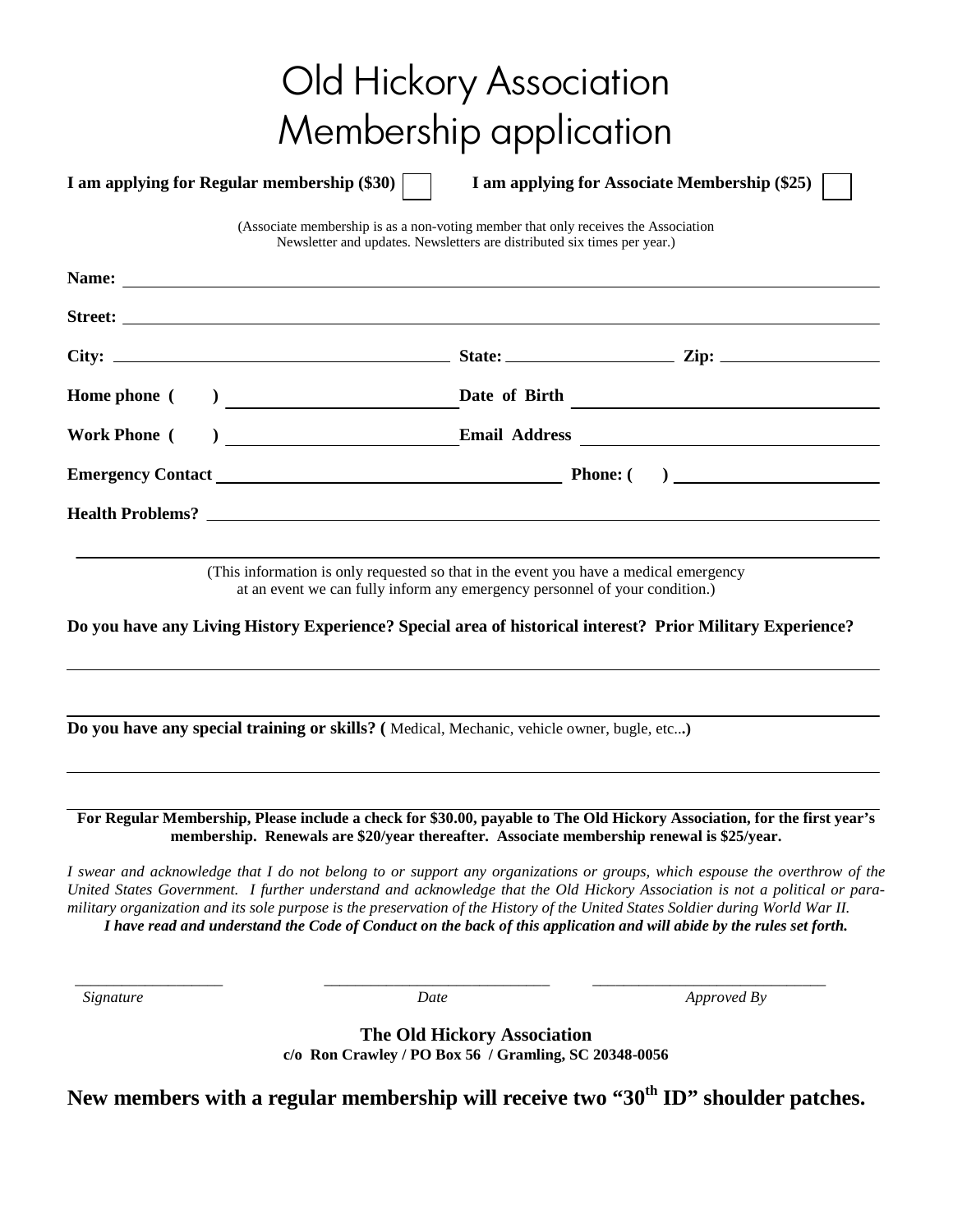# Old Hickory Association
# Membership application

**I am applying for Regular membership ($30)** ☐ **I am applying for Associate Membership ($25)** ☐

(Associate membership is as a non-voting member that only receives the Association Newsletter and updates. Newsletters are distributed six times per year.)

**Name:** ______________________________

**Street:** ______________________________

**City:** ______________ **State:** ______________ **Zip:** ______________

**Home phone (     )** ______________ **Date of Birth** ______________

**Work Phone (     )** ______________ **Email Address** ______________

**Emergency Contact** ______________ **Phone: (     )** ______________

**Health Problems?** ______________________________

______________________________

(This information is only requested so that in the event you have a medical emergency at an event we can fully inform any emergency personnel of your condition.)

**Do you have any Living History Experience? Special area of historical interest? Prior Military Experience?**

______________________________

______________________________

**Do you have any special training or skills? (** Medical, Mechanic, vehicle owner, bugle, etc...**)**

______________________________

______________________________

**For Regular Membership, Please include a check for $30.00, payable to The Old Hickory Association, for the first year's membership. Renewals are $20/year thereafter. Associate membership renewal is $25/year.**

*I swear and acknowledge that I do not belong to or support any organizations or groups, which espouse the overthrow of the United States Government. I further understand and acknowledge that the Old Hickory Association is not a political or para-military organization and its sole purpose is the preservation of the History of the United States Soldier during World War II.*

***I have read and understand the Code of Conduct on the back of this application and will abide by the rules set forth.***

___________________ ___________________ ___________________

*Signature* *Date* *Approved By*

**The Old Hickory Association**
**c/o Ron Crawley / PO Box 56 / Gramling, SC 20348-0056**

**New members with a regular membership will receive two "30th ID" shoulder patches.**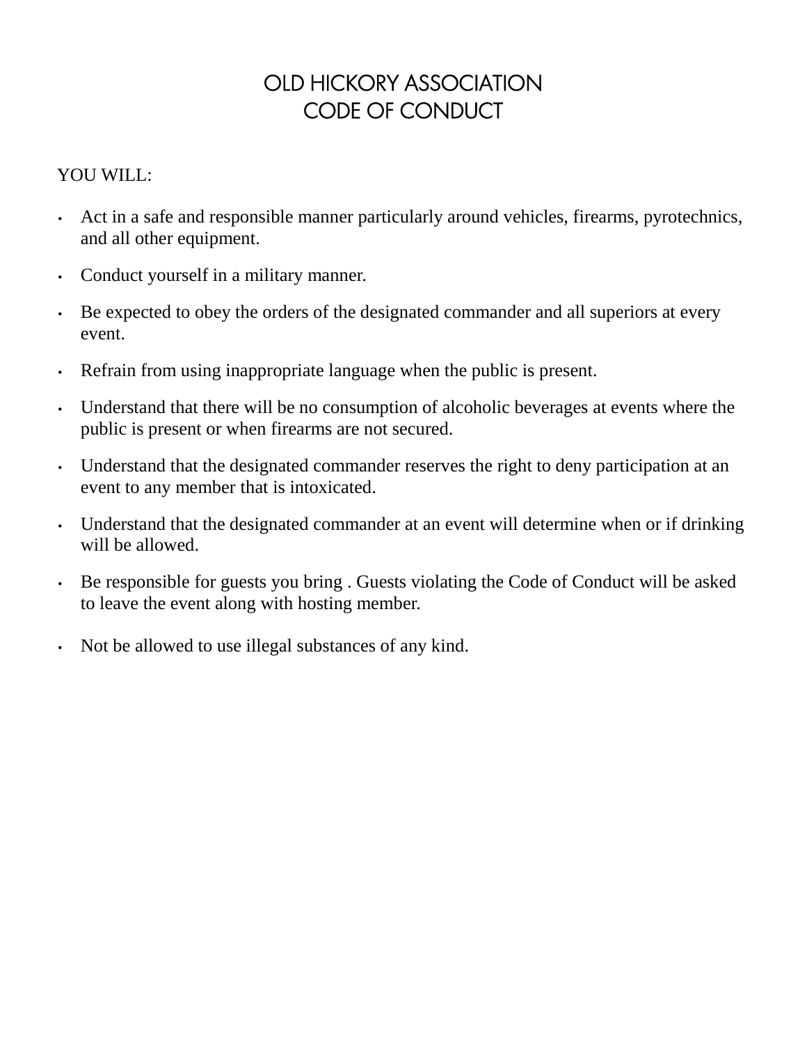# OLD HICKORY ASSOCIATION
# CODE OF CONDUCT

YOU WILL:

- Act in a safe and responsible manner particularly around vehicles, firearms, pyrotechnics, and all other equipment.
- Conduct yourself in a military manner.
- Be expected to obey the orders of the designated commander and all superiors at every event.
- Refrain from using inappropriate language when the public is present.
- Understand that there will be no consumption of alcoholic beverages at events where the public is present or when firearms are not secured.
- Understand that the designated commander reserves the right to deny participation at an event to any member that is intoxicated.
- Understand that the designated commander at an event will determine when or if drinking will be allowed.
- Be responsible for guests you bring . Guests violating the Code of Conduct will be asked to leave the event along with hosting member.
- Not be allowed to use illegal substances of any kind.